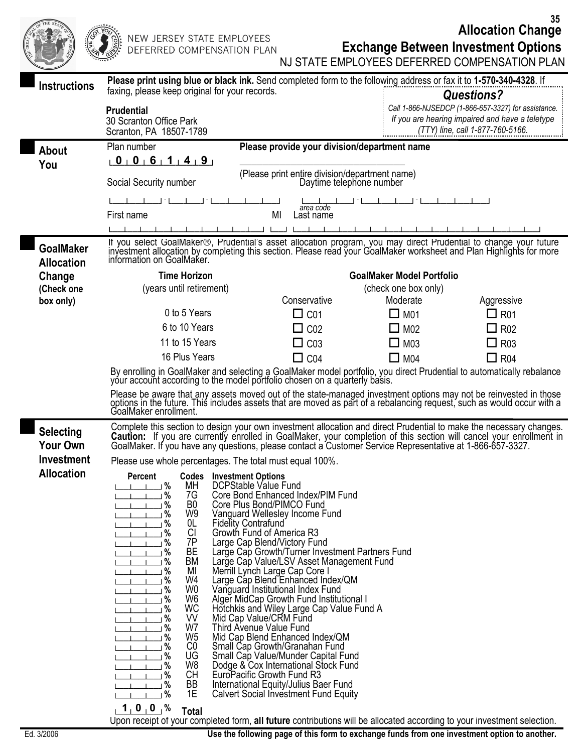# Allocation Change

## Exchange Between Investment Options

NJ STATE EMPLOYEES DEFERRED COMPENSATION PLAN

NEW JERSEY STATE EMPLOYEES DEFERRED COMPENSATION PLAN

## Instructions

**Please print using blue or black ink.** Send completed form to the following address or fax it to **1-570-340-4328**. If faxing, please keep original for your records.

**Prudential**
30 Scranton Office Park
Scranton, PA 18507-1789

***Questions?***

*Call 1-866-NJSEDCP (1-866-657-3327) for assistance. If you are hearing impaired and have a teletype (TTY) line, call 1-877-760-5166.*

## About You

Plan number: 0 0 6 1 4 9

**Please provide your division/department name**

\_\_\_\_\_\_\_\_\_\_\_\_\_\_\_\_\_\_\_\_\_\_\_\_\_\_\_\_\_\_\_\_\_\_

(Please print entire division/department name)

Social Security number: \_\_\_-\_\_-\_\_\_\_

Daytime telephone number: \_\_\_-\_\_\_-\_\_\_\_ (area code)

First name \_\_\_\_\_\_\_\_\_\_ MI \_\_ Last name \_\_\_\_\_\_\_\_\_\_

## GoalMaker Allocation Change (Check one box only)

If you select GoalMaker®, Prudential's asset allocation program, you may direct Prudential to change your future investment allocation by completing this section. Please read your GoalMaker worksheet and Plan Highlights for more information on GoalMaker.

| Time Horizon (years until retirement) | GoalMaker Model Portfolio (check one box only) | | |
|---|---|---|---|
| | Conservative | Moderate | Aggressive |
| 0 to 5 Years | ☐ C01 | ☐ M01 | ☐ R01 |
| 6 to 10 Years | ☐ C02 | ☐ M02 | ☐ R02 |
| 11 to 15 Years | ☐ C03 | ☐ M03 | ☐ R03 |
| 16 Plus Years | ☐ C04 | ☐ M04 | ☐ R04 |

By enrolling in GoalMaker and selecting a GoalMaker model portfolio, you direct Prudential to automatically rebalance your account according to the model portfolio chosen on a quarterly basis.

Please be aware that any assets moved out of the state-managed investment options may not be reinvested in those options in the future. This includes assets that are moved as part of a rebalancing request, such as would occur with a GoalMaker enrollment.

## Selecting Your Own Investment Allocation

Complete this section to design your own investment allocation and direct Prudential to make the necessary changes. **Caution:** If you are currently enrolled in GoalMaker, your completion of this section will cancel your enrollment in GoalMaker. If you have any questions, please contact a Customer Service Representative at 1-866-657-3327.

Please use whole percentages. The total must equal 100%.

| Percent | Codes | Investment Options |
|---|---|---|
| \_\_\_% | MH | DCPStable Value Fund |
| \_\_\_% | 7G | Core Bond Enhanced Index/PIM Fund |
| \_\_\_% | B0 | Core Plus Bond/PIMCO Fund |
| \_\_\_% | W9 | Vanguard Wellesley Income Fund |
| \_\_\_% | 0L | Fidelity Contrafund |
| \_\_\_% | CI | Growth Fund of America R3 |
| \_\_\_% | 7P | Large Cap Blend/Victory Fund |
| \_\_\_% | BE | Large Cap Growth/Turner Investment Partners Fund |
| \_\_\_% | BM | Large Cap Value/LSV Asset Management Fund |
| \_\_\_% | MI | Merrill Lynch Large Cap Core I |
| \_\_\_% | W4 | Large Cap Blend Enhanced Index/QM |
| \_\_\_% | W0 | Vanguard Institutional Index Fund |
| \_\_\_% | W6 | Alger MidCap Growth Fund Institutional I |
| \_\_\_% | WC | Hotchkis and Wiley Large Cap Value Fund A |
| \_\_\_% | VV | Mid Cap Value/CRM Fund |
| \_\_\_% | W7 | Third Avenue Value Fund |
| \_\_\_% | W5 | Mid Cap Blend Enhanced Index/QM |
| \_\_\_% | C0 | Small Cap Growth/Granahan Fund |
| \_\_\_% | UG | Small Cap Value/Munder Capital Fund |
| \_\_\_% | W8 | Dodge & Cox International Stock Fund |
| \_\_\_% | CH | EuroPacific Growth Fund R3 |
| \_\_\_% | BB | International Equity/Julius Baer Fund |
| \_\_\_% | 1E | Calvert Social Investment Fund Equity |
| 100% | | **Total** |

Upon receipt of your completed form, **all future** contributions will be allocated according to your investment selection.

Ed. 3/2006

**Use the following page of this form to exchange funds from one investment option to another.**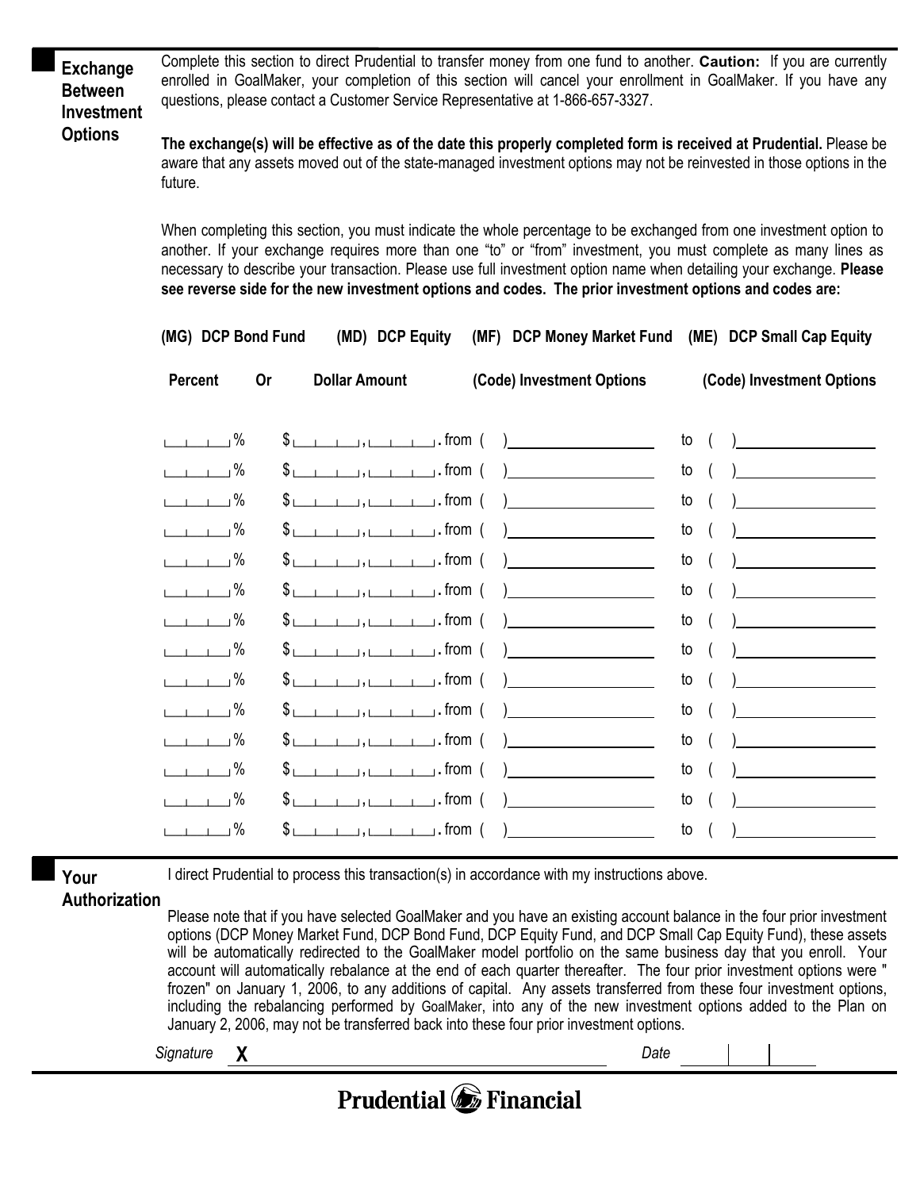## Exchange Between Investment Options

Complete this section to direct Prudential to transfer money from one fund to another. **Caution:** If you are currently enrolled in GoalMaker, your completion of this section will cancel your enrollment in GoalMaker. If you have any questions, please contact a Customer Service Representative at 1-866-657-3327.

**The exchange(s) will be effective as of the date this properly completed form is received at Prudential.** Please be aware that any assets moved out of the state-managed investment options may not be reinvested in those options in the future.

When completing this section, you must indicate the whole percentage to be exchanged from one investment option to another. If your exchange requires more than one "to" or "from" investment, you must complete as many lines as necessary to describe your transaction. Please use full investment option name when detailing your exchange. **Please see reverse side for the new investment options and codes. The prior investment options and codes are:**

**(MG) DCP Bond Fund (MD) DCP Equity (MF) DCP Money Market Fund (ME) DCP Small Cap Equity**

| Percent | Or | Dollar Amount | | (Code) Investment Options | | (Code) Investment Options |
|---|---|---|---|---|---|---|
| % | | $ , . | from | ( ) | to | ( ) |
| % | | $ , . | from | ( ) | to | ( ) |
| % | | $ , . | from | ( ) | to | ( ) |
| % | | $ , . | from | ( ) | to | ( ) |
| % | | $ , . | from | ( ) | to | ( ) |
| % | | $ , . | from | ( ) | to | ( ) |
| % | | $ , . | from | ( ) | to | ( ) |
| % | | $ , . | from | ( ) | to | ( ) |
| % | | $ , . | from | ( ) | to | ( ) |
| % | | $ , . | from | ( ) | to | ( ) |
| % | | $ , . | from | ( ) | to | ( ) |
| % | | $ , . | from | ( ) | to | ( ) |
| % | | $ , . | from | ( ) | to | ( ) |
| % | | $ , . | from | ( ) | to | ( ) |

## Your Authorization

I direct Prudential to process this transaction(s) in accordance with my instructions above.

Please note that if you have selected GoalMaker and you have an existing account balance in the four prior investment options (DCP Money Market Fund, DCP Bond Fund, DCP Equity Fund, and DCP Small Cap Equity Fund), these assets will be automatically redirected to the GoalMaker model portfolio on the same business day that you enroll. Your account will automatically rebalance at the end of each quarter thereafter. The four prior investment options were "frozen" on January 1, 2006, to any additions of capital. Any assets transferred from these four investment options, including the rebalancing performed by GoalMaker, into any of the new investment options added to the Plan on January 2, 2006, may not be transferred back into these four prior investment options.

*Signature* **X** ______________________ *Date* ____ | ____ | ____

**Prudential Financial**